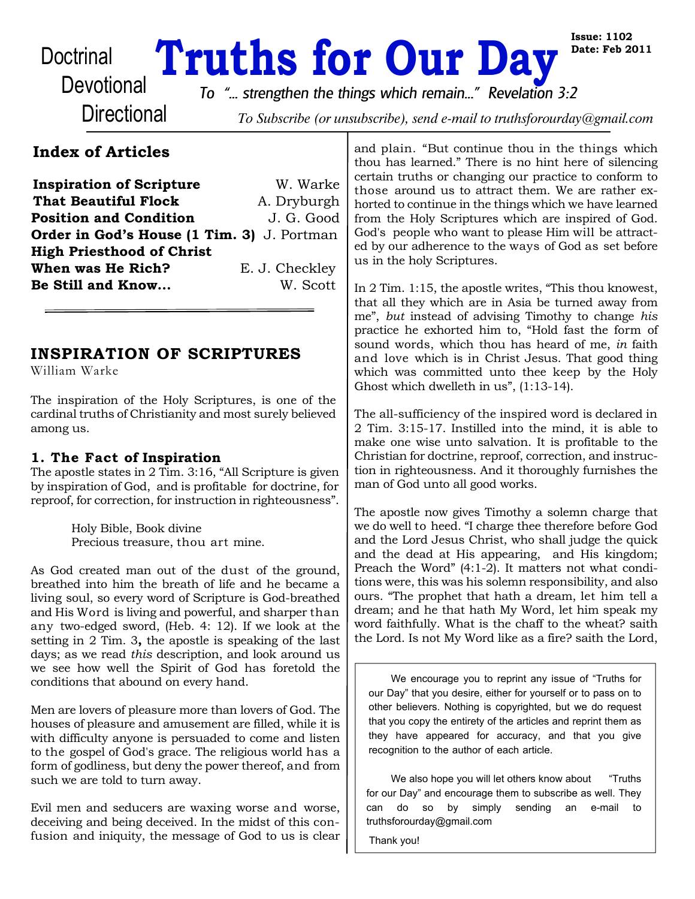Doctrinal
Devotional
Directional

# Truths for Our Day

**Issue: 1102**
**Date: Feb 2011**

*To "... strengthen the things which remain..." Revelation 3:2*

*To Subscribe (or unsubscribe), send e-mail to truthsforourday@gmail.com*

## Index of Articles

| | |
|---|---|
| **Inspiration of Scripture** | W. Warke |
| **That Beautiful Flock** | A. Dryburgh |
| **Position and Condition** | J. G. Good |
| **Order in God's House (1 Tim. 3)** | J. Portman |
| **High Priesthood of Christ** | |
| **When was He Rich?** | E. J. Checkley |
| **Be Still and Know...** | W. Scott |

---

## INSPIRATION OF SCRIPTURES

William Warke

The inspiration of the Holy Scriptures, is one of the cardinal truths of Christianity and most surely believed among us.

### 1. The Fact of Inspiration

The apostle states in 2 Tim. 3:16, "All Scripture is given by inspiration of God, and is profitable for doctrine, for reproof, for correction, for instruction in righteousness".

> Holy Bible, Book divine
> Precious treasure, thou art mine.

As God created man out of the dust of the ground, breathed into him the breath of life and he became a living soul, so every word of Scripture is God-breathed and His Word is living and powerful, and sharper than any two-edged sword, (Heb. 4: 12). If we look at the setting in 2 Tim. 3**,** the apostle is speaking of the last days; as we read *this* description, and look around us we see how well the Spirit of God has foretold the conditions that abound on every hand.

Men are lovers of pleasure more than lovers of God. The houses of pleasure and amusement are filled, while it is with difficulty anyone is persuaded to come and listen to the gospel of God's grace. The religious world has a form of godliness, but deny the power thereof, and from such we are told to turn away.

Evil men and seducers are waxing worse and worse, deceiving and being deceived. In the midst of this confusion and iniquity, the message of God to us is clear and plain. "But continue thou in the things which thou has learned." There is no hint here of silencing certain truths or changing our practice to conform to those around us to attract them. We are rather exhorted to continue in the things which we have learned from the Holy Scriptures which are inspired of God. God's people who want to please Him will be attracted by our adherence to the ways of God as set before us in the holy Scriptures.

In 2 Tim. 1:15, the apostle writes, "This thou knowest, that all they which are in Asia be turned away from me", *but* instead of advising Timothy to change *his* practice he exhorted him to, "Hold fast the form of sound words, which thou has heard of me, *in* faith and love which is in Christ Jesus. That good thing which was committed unto thee keep by the Holy Ghost which dwelleth in us", (1:13-14).

The all-sufficiency of the inspired word is declared in 2 Tim. 3:15-17. Instilled into the mind, it is able to make one wise unto salvation. It is profitable to the Christian for doctrine, reproof, correction, and instruction in righteousness. And it thoroughly furnishes the man of God unto all good works.

The apostle now gives Timothy a solemn charge that we do well to heed. "I charge thee therefore before God and the Lord Jesus Christ, who shall judge the quick and the dead at His appearing, and His kingdom; Preach the Word" (4:1-2). It matters not what conditions were, this was his solemn responsibility, and also ours. "The prophet that hath a dream, let him tell a dream; and he that hath My Word, let him speak my word faithfully. What is the chaff to the wheat? saith the Lord. Is not My Word like as a fire? saith the Lord,

---

We encourage you to reprint any issue of "Truths for our Day" that you desire, either for yourself or to pass on to other believers. Nothing is copyrighted, but we do request that you copy the entirety of the articles and reprint them as they have appeared for accuracy, and that you give recognition to the author of each article.

We also hope you will let others know about "Truths for our Day" and encourage them to subscribe as well. They can do so by simply sending an e-mail to truthsforourday@gmail.com

Thank you!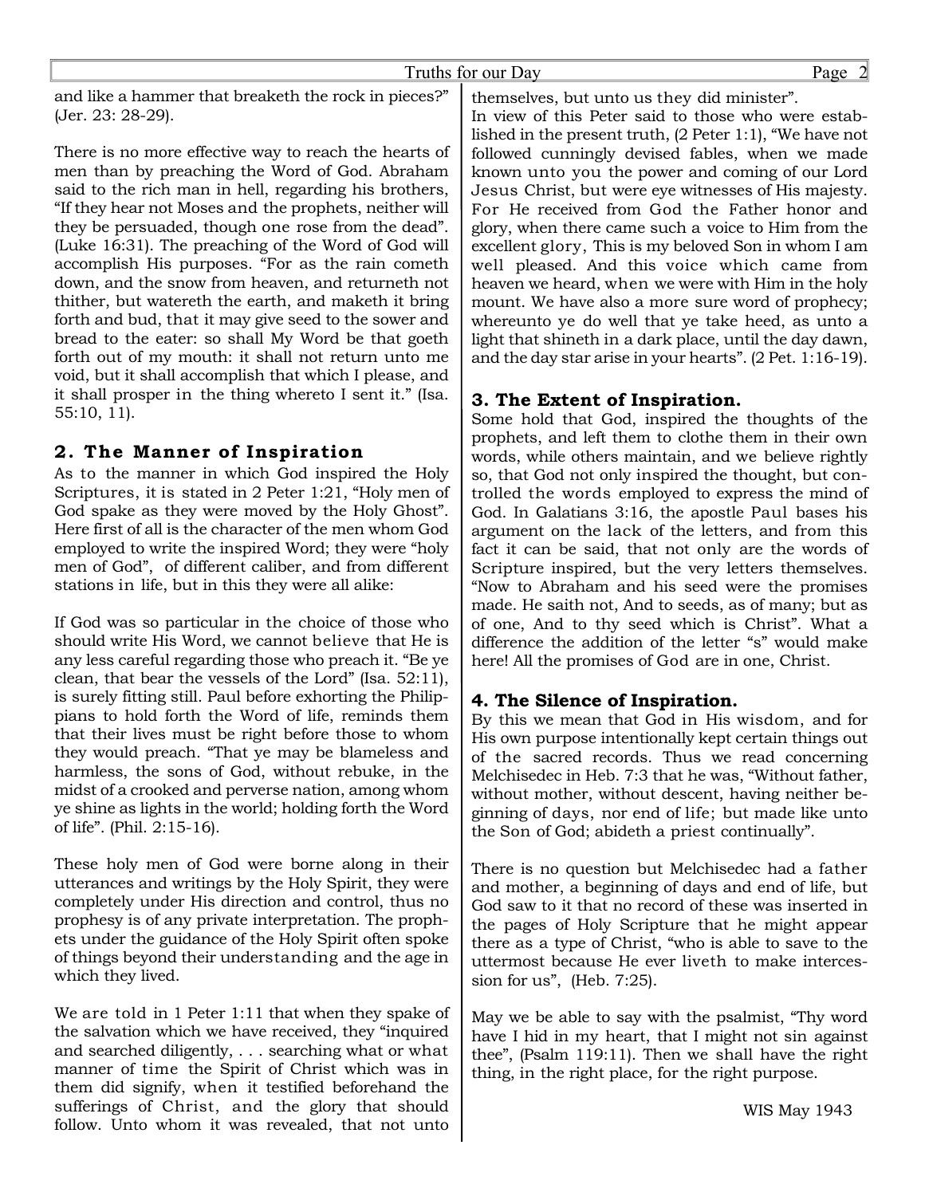and like a hammer that breaketh the rock in pieces?" (Jer. 23: 28-29).

There is no more effective way to reach the hearts of men than by preaching the Word of God. Abraham said to the rich man in hell, regarding his brothers, "If they hear not Moses and the prophets, neither will they be persuaded, though one rose from the dead". (Luke 16:31). The preaching of the Word of God will accomplish His purposes. "For as the rain cometh down, and the snow from heaven, and returneth not thither, but watereth the earth, and maketh it bring forth and bud, that it may give seed to the sower and bread to the eater: so shall My Word be that goeth forth out of my mouth: it shall not return unto me void, but it shall accomplish that which I please, and it shall prosper in the thing whereto I sent it." (Isa. 55:10, 11).

## 2. The Manner of Inspiration

As to the manner in which God inspired the Holy Scriptures, it is stated in 2 Peter 1:21, "Holy men of God spake as they were moved by the Holy Ghost". Here first of all is the character of the men whom God employed to write the inspired Word; they were "holy men of God", of different caliber, and from different stations in life, but in this they were all alike:

If God was so particular in the choice of those who should write His Word, we cannot believe that He is any less careful regarding those who preach it. "Be ye clean, that bear the vessels of the Lord" (Isa. 52:11), is surely fitting still. Paul before exhorting the Philippians to hold forth the Word of life, reminds them that their lives must be right before those to whom they would preach. "That ye may be blameless and harmless, the sons of God, without rebuke, in the midst of a crooked and perverse nation, among whom ye shine as lights in the world; holding forth the Word of life". (Phil. 2:15-16).

These holy men of God were borne along in their utterances and writings by the Holy Spirit, they were completely under His direction and control, thus no prophesy is of any private interpretation. The prophets under the guidance of the Holy Spirit often spoke of things beyond their understanding and the age in which they lived.

We are told in 1 Peter 1:11 that when they spake of the salvation which we have received, they "inquired and searched diligently, . . . searching what or what manner of time the Spirit of Christ which was in them did signify, when it testified beforehand the sufferings of Christ, and the glory that should follow. Unto whom it was revealed, that not unto themselves, but unto us they did minister".

In view of this Peter said to those who were established in the present truth, (2 Peter 1:1), "We have not followed cunningly devised fables, when we made known unto you the power and coming of our Lord Jesus Christ, but were eye witnesses of His majesty. For He received from God the Father honor and glory, when there came such a voice to Him from the excellent glory, This is my beloved Son in whom I am well pleased. And this voice which came from heaven we heard, when we were with Him in the holy mount. We have also a more sure word of prophecy; whereunto ye do well that ye take heed, as unto a light that shineth in a dark place, until the day dawn, and the day star arise in your hearts". (2 Pet. 1:16-19).

## 3. The Extent of Inspiration.

Some hold that God, inspired the thoughts of the prophets, and left them to clothe them in their own words, while others maintain, and we believe rightly so, that God not only inspired the thought, but controlled the words employed to express the mind of God. In Galatians 3:16, the apostle Paul bases his argument on the lack of the letters, and from this fact it can be said, that not only are the words of Scripture inspired, but the very letters themselves. "Now to Abraham and his seed were the promises made. He saith not, And to seeds, as of many; but as of one, And to thy seed which is Christ". What a difference the addition of the letter "s" would make here! All the promises of God are in one, Christ.

## 4. The Silence of Inspiration.

By this we mean that God in His wisdom, and for His own purpose intentionally kept certain things out of the sacred records. Thus we read concerning Melchisedec in Heb. 7:3 that he was, "Without father, without mother, without descent, having neither beginning of days, nor end of life; but made like unto the Son of God; abideth a priest continually".

There is no question but Melchisedec had a father and mother, a beginning of days and end of life, but God saw to it that no record of these was inserted in the pages of Holy Scripture that he might appear there as a type of Christ, "who is able to save to the uttermost because He ever liveth to make intercession for us", (Heb. 7:25).

May we be able to say with the psalmist, "Thy word have I hid in my heart, that I might not sin against thee", (Psalm 119:11). Then we shall have the right thing, in the right place, for the right purpose.

WIS May 1943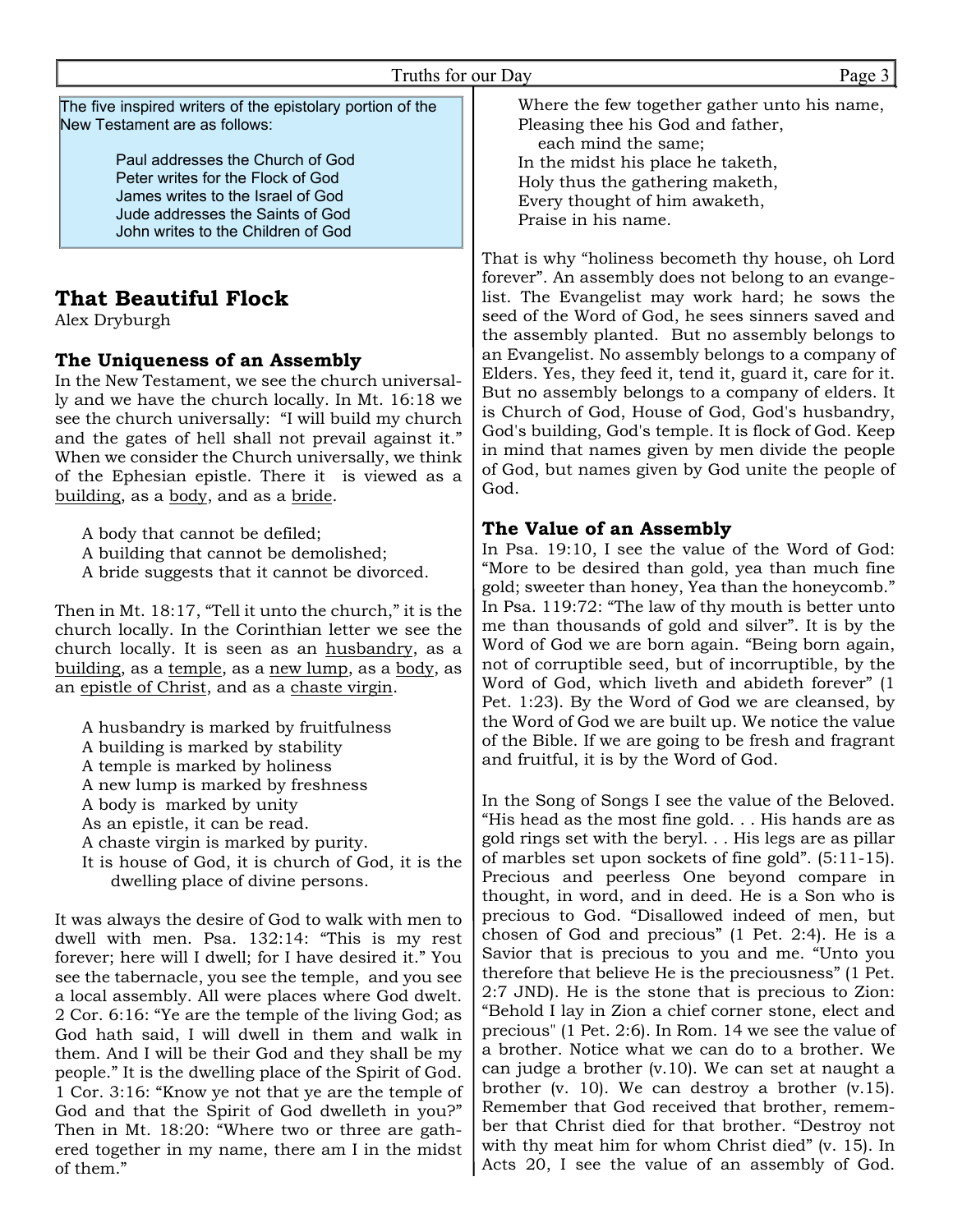The five inspired writers of the epistolary portion of the New Testament are as follows:

> Paul addresses the Church of God
> Peter writes for the Flock of God
> James writes to the Israel of God
> Jude addresses the Saints of God
> John writes to the Children of God

## That Beautiful Flock

Alex Dryburgh

### The Uniqueness of an Assembly

In the New Testament, we see the church universally and we have the church locally. In Mt. 16:18 we see the church universally: "I will build my church and the gates of hell shall not prevail against it." When we consider the Church universally, we think of the Ephesian epistle. There it is viewed as a building, as a body, and as a bride.

A body that cannot be defiled;
A building that cannot be demolished;
A bride suggests that it cannot be divorced.

Then in Mt. 18:17, "Tell it unto the church," it is the church locally. In the Corinthian letter we see the church locally. It is seen as an husbandry, as a building, as a temple, as a new lump, as a body, as an epistle of Christ, and as a chaste virgin.

A husbandry is marked by fruitfulness
A building is marked by stability
A temple is marked by holiness
A new lump is marked by freshness
A body is marked by unity
As an epistle, it can be read.
A chaste virgin is marked by purity.
It is house of God, it is church of God, it is the dwelling place of divine persons.

It was always the desire of God to walk with men to dwell with men. Psa. 132:14: "This is my rest forever; here will I dwell; for I have desired it." You see the tabernacle, you see the temple, and you see a local assembly. All were places where God dwelt. 2 Cor. 6:16: "Ye are the temple of the living God; as God hath said, I will dwell in them and walk in them. And I will be their God and they shall be my people." It is the dwelling place of the Spirit of God. 1 Cor. 3:16: "Know ye not that ye are the temple of God and that the Spirit of God dwelleth in you?" Then in Mt. 18:20: "Where two or three are gathered together in my name, there am I in the midst of them."

Where the few together gather unto his name,
Pleasing thee his God and father,
each mind the same;
In the midst his place he taketh,
Holy thus the gathering maketh,
Every thought of him awaketh,
Praise in his name.

That is why "holiness becometh thy house, oh Lord forever". An assembly does not belong to an evangelist. The Evangelist may work hard; he sows the seed of the Word of God, he sees sinners saved and the assembly planted. But no assembly belongs to an Evangelist. No assembly belongs to a company of Elders. Yes, they feed it, tend it, guard it, care for it. But no assembly belongs to a company of elders. It is Church of God, House of God, God's husbandry, God's building, God's temple. It is flock of God. Keep in mind that names given by men divide the people of God, but names given by God unite the people of God.

### The Value of an Assembly

In Psa. 19:10, I see the value of the Word of God: "More to be desired than gold, yea than much fine gold; sweeter than honey, Yea than the honeycomb." In Psa. 119:72: "The law of thy mouth is better unto me than thousands of gold and silver". It is by the Word of God we are born again. "Being born again, not of corruptible seed, but of incorruptible, by the Word of God, which liveth and abideth forever" (1 Pet. 1:23). By the Word of God we are cleansed, by the Word of God we are built up. We notice the value of the Bible. If we are going to be fresh and fragrant and fruitful, it is by the Word of God.

In the Song of Songs I see the value of the Beloved. "His head as the most fine gold. . . His hands are as gold rings set with the beryl. . . His legs are as pillar of marbles set upon sockets of fine gold". (5:11-15). Precious and peerless One beyond compare in thought, in word, and in deed. He is a Son who is precious to God. "Disallowed indeed of men, but chosen of God and precious" (1 Pet. 2:4). He is a Savior that is precious to you and me. "Unto you therefore that believe He is the preciousness" (1 Pet. 2:7 JND). He is the stone that is precious to Zion: "Behold I lay in Zion a chief corner stone, elect and precious" (1 Pet. 2:6). In Rom. 14 we see the value of a brother. Notice what we can do to a brother. We can judge a brother (v.10). We can set at naught a brother (v. 10). We can destroy a brother (v.15). Remember that God received that brother, remember that Christ died for that brother. "Destroy not with thy meat him for whom Christ died" (v. 15). In Acts 20, I see the value of an assembly of God.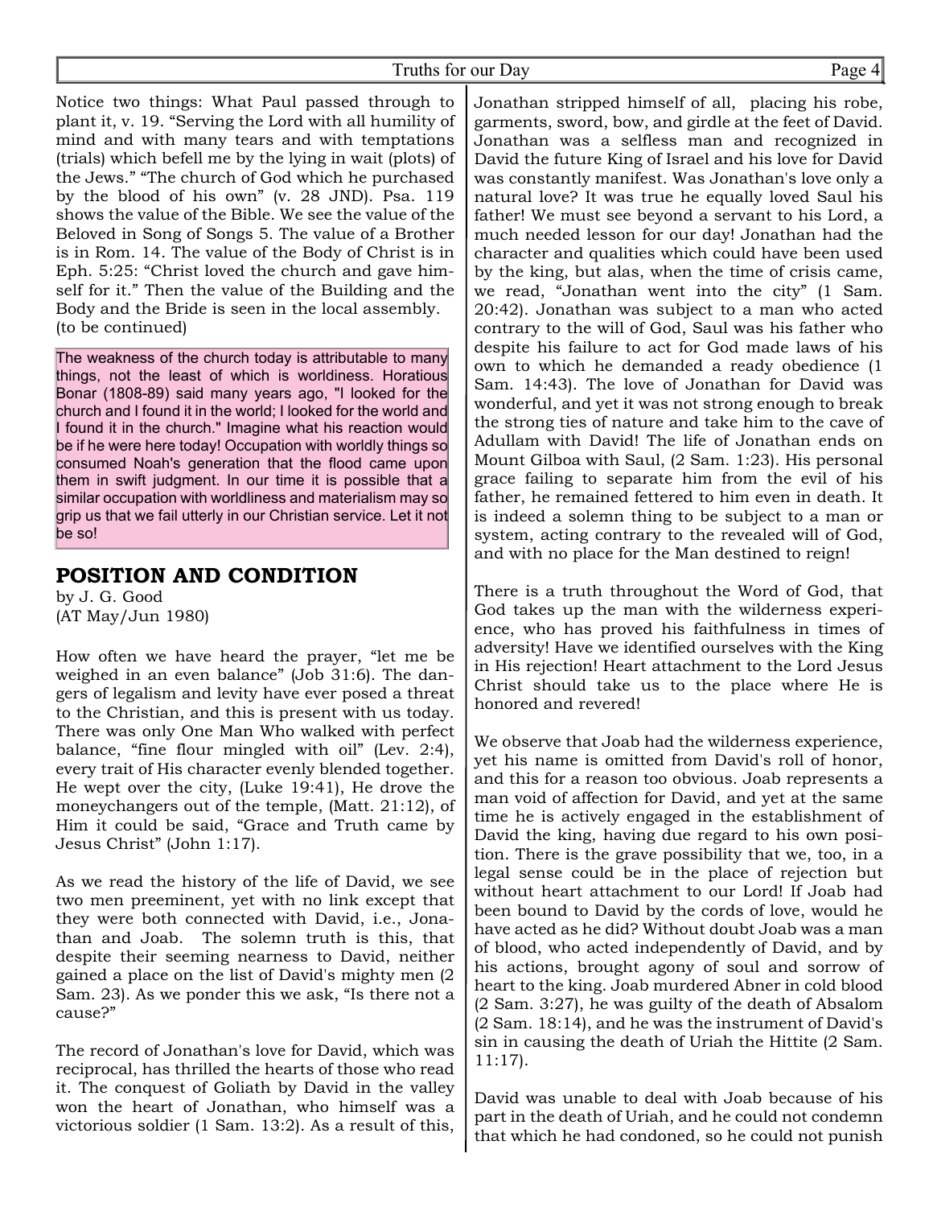Notice two things: What Paul passed through to plant it, v. 19. "Serving the Lord with all humility of mind and with many tears and with temptations (trials) which befell me by the lying in wait (plots) of the Jews." "The church of God which he purchased by the blood of his own" (v. 28 JND). Psa. 119 shows the value of the Bible. We see the value of the Beloved in Song of Songs 5. The value of a Brother is in Rom. 14. The value of the Body of Christ is in Eph. 5:25: "Christ loved the church and gave himself for it." Then the value of the Building and the Body and the Bride is seen in the local assembly.
(to be continued)

The weakness of the church today is attributable to many things, not the least of which is worldiness. Horatious Bonar (1808-89) said many years ago, "I looked for the church and I found it in the world; I looked for the world and I found it in the church." Imagine what his reaction would be if he were here today! Occupation with worldly things so consumed Noah's generation that the flood came upon them in swift judgment. In our time it is possible that a similar occupation with worldliness and materialism may so grip us that we fail utterly in our Christian service. Let it not be so!

## POSITION AND CONDITION

by J. G. Good
(AT May/Jun 1980)

How often we have heard the prayer, "let me be weighed in an even balance" (Job 31:6). The dangers of legalism and levity have ever posed a threat to the Christian, and this is present with us today. There was only One Man Who walked with perfect balance, "fine flour mingled with oil" (Lev. 2:4), every trait of His character evenly blended together. He wept over the city, (Luke 19:41), He drove the moneychangers out of the temple, (Matt. 21:12), of Him it could be said, "Grace and Truth came by Jesus Christ" (John 1:17).

As we read the history of the life of David, we see two men preeminent, yet with no link except that they were both connected with David, i.e., Jonathan and Joab. The solemn truth is this, that despite their seeming nearness to David, neither gained a place on the list of David's mighty men (2 Sam. 23). As we ponder this we ask, "Is there not a cause?"

The record of Jonathan's love for David, which was reciprocal, has thrilled the hearts of those who read it. The conquest of Goliath by David in the valley won the heart of Jonathan, who himself was a victorious soldier (1 Sam. 13:2). As a result of this, Jonathan stripped himself of all, placing his robe, garments, sword, bow, and girdle at the feet of David. Jonathan was a selfless man and recognized in David the future King of Israel and his love for David was constantly manifest. Was Jonathan's love only a natural love? It was true he equally loved Saul his father! We must see beyond a servant to his Lord, a much needed lesson for our day! Jonathan had the character and qualities which could have been used by the king, but alas, when the time of crisis came, we read, "Jonathan went into the city" (1 Sam. 20:42). Jonathan was subject to a man who acted contrary to the will of God, Saul was his father who despite his failure to act for God made laws of his own to which he demanded a ready obedience (1 Sam. 14:43). The love of Jonathan for David was wonderful, and yet it was not strong enough to break the strong ties of nature and take him to the cave of Adullam with David! The life of Jonathan ends on Mount Gilboa with Saul, (2 Sam. 1:23). His personal grace failing to separate him from the evil of his father, he remained fettered to him even in death. It is indeed a solemn thing to be subject to a man or system, acting contrary to the revealed will of God, and with no place for the Man destined to reign!

There is a truth throughout the Word of God, that God takes up the man with the wilderness experience, who has proved his faithfulness in times of adversity! Have we identified ourselves with the King in His rejection! Heart attachment to the Lord Jesus Christ should take us to the place where He is honored and revered!

We observe that Joab had the wilderness experience, yet his name is omitted from David's roll of honor, and this for a reason too obvious. Joab represents a man void of affection for David, and yet at the same time he is actively engaged in the establishment of David the king, having due regard to his own position. There is the grave possibility that we, too, in a legal sense could be in the place of rejection but without heart attachment to our Lord! If Joab had been bound to David by the cords of love, would he have acted as he did? Without doubt Joab was a man of blood, who acted independently of David, and by his actions, brought agony of soul and sorrow of heart to the king. Joab murdered Abner in cold blood (2 Sam. 3:27), he was guilty of the death of Absalom (2 Sam. 18:14), and he was the instrument of David's sin in causing the death of Uriah the Hittite (2 Sam. 11:17).

David was unable to deal with Joab because of his part in the death of Uriah, and he could not condemn that which he had condoned, so he could not punish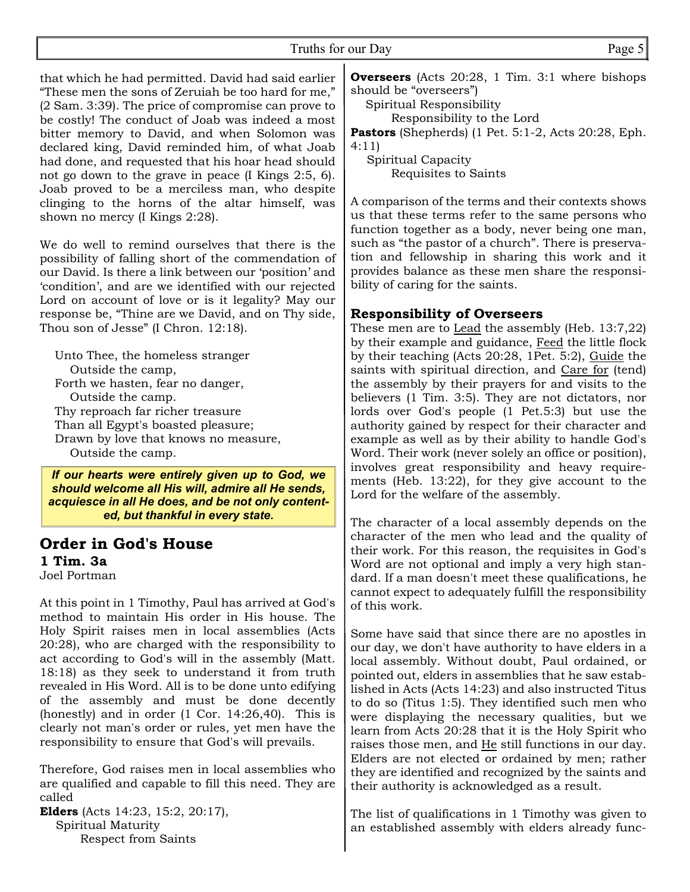that which he had permitted. David had said earlier "These men the sons of Zeruiah be too hard for me," (2 Sam. 3:39). The price of compromise can prove to be costly! The conduct of Joab was indeed a most bitter memory to David, and when Solomon was declared king, David reminded him, of what Joab had done, and requested that his hoar head should not go down to the grave in peace (I Kings 2:5, 6). Joab proved to be a merciless man, who despite clinging to the horns of the altar himself, was shown no mercy (I Kings 2:28).

We do well to remind ourselves that there is the possibility of falling short of the commendation of our David. Is there a link between our 'position' and 'condition', and are we identified with our rejected Lord on account of love or is it legality? May our response be, "Thine are we David, and on Thy side, Thou son of Jesse" (I Chron. 12:18).

Unto Thee, the homeless stranger
  Outside the camp,
Forth we hasten, fear no danger,
  Outside the camp.
Thy reproach far richer treasure
Than all Egypt's boasted pleasure;
Drawn by love that knows no measure,
  Outside the camp.

***If our hearts were entirely given up to God, we should welcome all His will, admire all He sends, acquiesce in all He does, and be not only contented, but thankful in every state.***

## Order in God's House

### 1 Tim. 3a

Joel Portman

At this point in 1 Timothy, Paul has arrived at God's method to maintain His order in His house. The Holy Spirit raises men in local assemblies (Acts 20:28), who are charged with the responsibility to act according to God's will in the assembly (Matt. 18:18) as they seek to understand it from truth revealed in His Word. All is to be done unto edifying of the assembly and must be done decently (honestly) and in order (1 Cor. 14:26,40). This is clearly not man's order or rules, yet men have the responsibility to ensure that God's will prevails.

Therefore, God raises men in local assemblies who are qualified and capable to fill this need. They are called

**Elders** (Acts 14:23, 15:2, 20:17),
  Spiritual Maturity
    Respect from Saints

**Overseers** (Acts 20:28, 1 Tim. 3:1 where bishops should be "overseers")
  Spiritual Responsibility
    Responsibility to the Lord

**Pastors** (Shepherds) (1 Pet. 5:1-2, Acts 20:28, Eph. 4:11)
  Spiritual Capacity
    Requisites to Saints

A comparison of the terms and their contexts shows us that these terms refer to the same persons who function together as a body, never being one man, such as "the pastor of a church". There is preservation and fellowship in sharing this work and it provides balance as these men share the responsibility of caring for the saints.

### Responsibility of Overseers

These men are to <u>Lead</u> the assembly (Heb. 13:7,22) by their example and guidance, <u>Feed</u> the little flock by their teaching (Acts 20:28, 1Pet. 5:2), <u>Guide</u> the saints with spiritual direction, and <u>Care for</u> (tend) the assembly by their prayers for and visits to the believers (1 Tim. 3:5). They are not dictators, nor lords over God's people (1 Pet.5:3) but use the authority gained by respect for their character and example as well as by their ability to handle God's Word. Their work (never solely an office or position), involves great responsibility and heavy requirements (Heb. 13:22), for they give account to the Lord for the welfare of the assembly.

The character of a local assembly depends on the character of the men who lead and the quality of their work. For this reason, the requisites in God's Word are not optional and imply a very high standard. If a man doesn't meet these qualifications, he cannot expect to adequately fulfill the responsibility of this work.

Some have said that since there are no apostles in our day, we don't have authority to have elders in a local assembly. Without doubt, Paul ordained, or pointed out, elders in assemblies that he saw established in Acts (Acts 14:23) and also instructed Titus to do so (Titus 1:5). They identified such men who were displaying the necessary qualities, but we learn from Acts 20:28 that it is the Holy Spirit who raises those men, and <u>He</u> still functions in our day. Elders are not elected or ordained by men; rather they are identified and recognized by the saints and their authority is acknowledged as a result.

The list of qualifications in 1 Timothy was given to an established assembly with elders already func-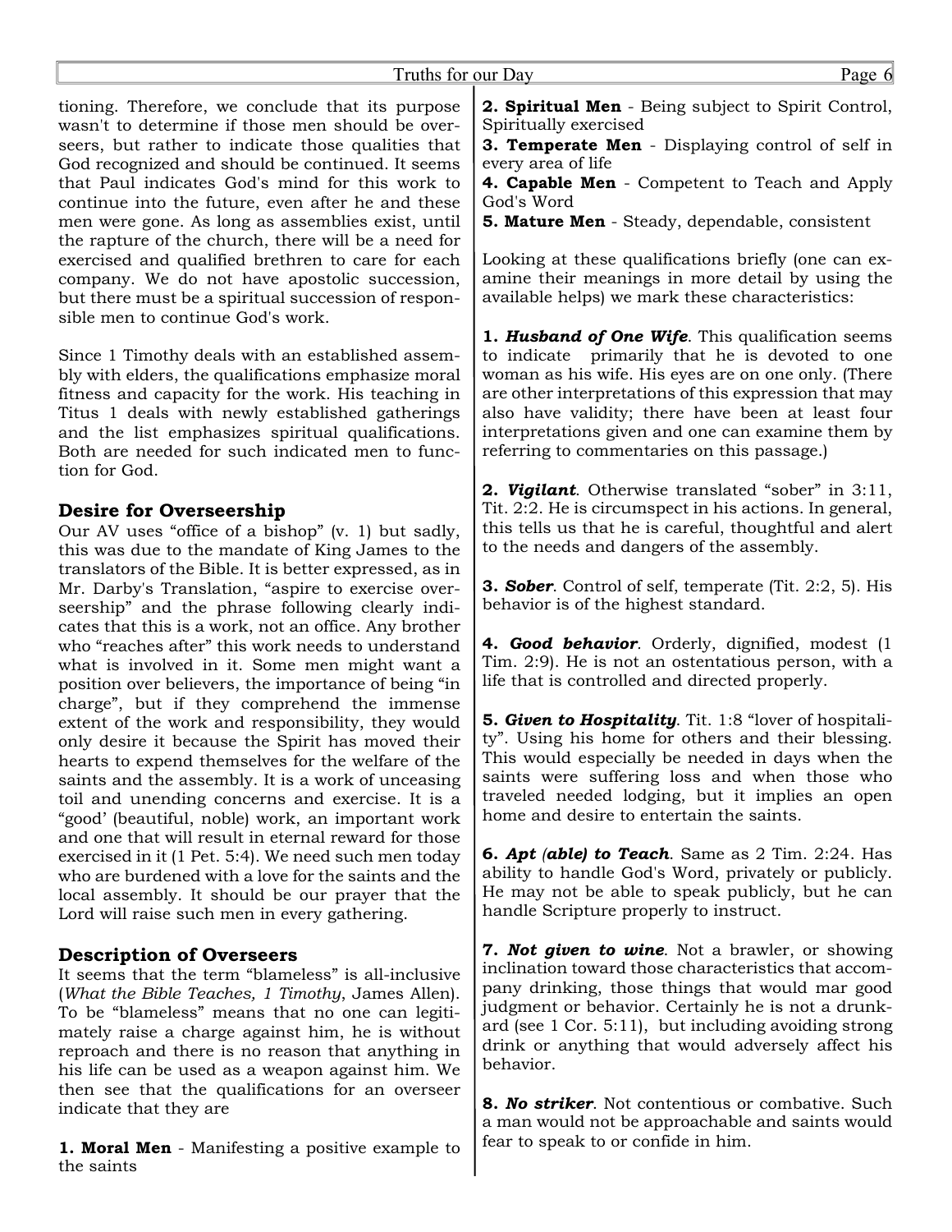tioning. Therefore, we conclude that its purpose wasn't to determine if those men should be overseers, but rather to indicate those qualities that God recognized and should be continued. It seems that Paul indicates God's mind for this work to continue into the future, even after he and these men were gone. As long as assemblies exist, until the rapture of the church, there will be a need for exercised and qualified brethren to care for each company. We do not have apostolic succession, but there must be a spiritual succession of responsible men to continue God's work.

Since 1 Timothy deals with an established assembly with elders, the qualifications emphasize moral fitness and capacity for the work. His teaching in Titus 1 deals with newly established gatherings and the list emphasizes spiritual qualifications. Both are needed for such indicated men to function for God.

### Desire for Overseership

Our AV uses "office of a bishop" (v. 1) but sadly, this was due to the mandate of King James to the translators of the Bible. It is better expressed, as in Mr. Darby's Translation, "aspire to exercise overseership" and the phrase following clearly indicates that this is a work, not an office. Any brother who "reaches after" this work needs to understand what is involved in it. Some men might want a position over believers, the importance of being "in charge", but if they comprehend the immense extent of the work and responsibility, they would only desire it because the Spirit has moved their hearts to expend themselves for the welfare of the saints and the assembly. It is a work of unceasing toil and unending concerns and exercise. It is a "good' (beautiful, noble) work, an important work and one that will result in eternal reward for those exercised in it (1 Pet. 5:4). We need such men today who are burdened with a love for the saints and the local assembly. It should be our prayer that the Lord will raise such men in every gathering.

### Description of Overseers

It seems that the term "blameless" is all-inclusive (*What the Bible Teaches, 1 Timothy*, James Allen). To be "blameless" means that no one can legitimately raise a charge against him, he is without reproach and there is no reason that anything in his life can be used as a weapon against him. We then see that the qualifications for an overseer indicate that they are

**1. Moral Men** - Manifesting a positive example to the saints

**2. Spiritual Men** - Being subject to Spirit Control, Spiritually exercised

**3. Temperate Men** - Displaying control of self in every area of life

**4. Capable Men** - Competent to Teach and Apply God's Word

**5. Mature Men** - Steady, dependable, consistent

Looking at these qualifications briefly (one can examine their meanings in more detail by using the available helps) we mark these characteristics:

**1. *Husband of One Wife***. This qualification seems to indicate primarily that he is devoted to one woman as his wife. His eyes are on one only. (There are other interpretations of this expression that may also have validity; there have been at least four interpretations given and one can examine them by referring to commentaries on this passage.)

**2. *Vigilant***. Otherwise translated "sober" in 3:11, Tit. 2:2. He is circumspect in his actions. In general, this tells us that he is careful, thoughtful and alert to the needs and dangers of the assembly.

**3. *Sober***. Control of self, temperate (Tit. 2:2, 5). His behavior is of the highest standard.

**4. *Good behavior***. Orderly, dignified, modest (1 Tim. 2:9). He is not an ostentatious person, with a life that is controlled and directed properly.

**5. *Given to Hospitality***. Tit. 1:8 "lover of hospitality". Using his home for others and their blessing. This would especially be needed in days when the saints were suffering loss and when those who traveled needed lodging, but it implies an open home and desire to entertain the saints.

**6. *Apt (able) to Teach***. Same as 2 Tim. 2:24. Has ability to handle God's Word, privately or publicly. He may not be able to speak publicly, but he can handle Scripture properly to instruct.

**7. *Not given to wine***. Not a brawler, or showing inclination toward those characteristics that accompany drinking, those things that would mar good judgment or behavior. Certainly he is not a drunkard (see 1 Cor. 5:11), but including avoiding strong drink or anything that would adversely affect his behavior.

**8. *No striker***. Not contentious or combative. Such a man would not be approachable and saints would fear to speak to or confide in him.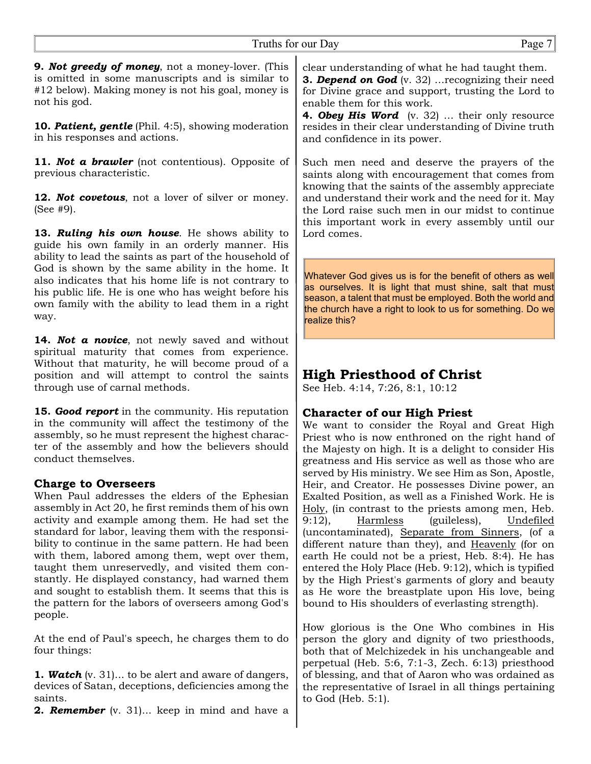**9.** ***Not greedy of money***, not a money-lover. (This is omitted in some manuscripts and is similar to #12 below). Making money is not his goal, money is not his god.

**10.** ***Patient, gentle*** (Phil. 4:5), showing moderation in his responses and actions.

**11.** ***Not a brawler*** (not contentious). Opposite of previous characteristic.

**12.** ***Not covetous***, not a lover of silver or money. (See #9).

**13.** ***Ruling his own house***. He shows ability to guide his own family in an orderly manner. His ability to lead the saints as part of the household of God is shown by the same ability in the home. It also indicates that his home life is not contrary to his public life. He is one who has weight before his own family with the ability to lead them in a right way.

**14.** ***Not a novice***, not newly saved and without spiritual maturity that comes from experience. Without that maturity, he will become proud of a position and will attempt to control the saints through use of carnal methods.

**15.** ***Good report*** in the community. His reputation in the community will affect the testimony of the assembly, so he must represent the highest character of the assembly and how the believers should conduct themselves.

### Charge to Overseers

When Paul addresses the elders of the Ephesian assembly in Act 20, he first reminds them of his own activity and example among them. He had set the standard for labor, leaving them with the responsibility to continue in the same pattern. He had been with them, labored among them, wept over them, taught them unreservedly, and visited them constantly. He displayed constancy, had warned them and sought to establish them. It seems that this is the pattern for the labors of overseers among God's people.

At the end of Paul's speech, he charges them to do four things:

**1.** ***Watch*** (v. 31)... to be alert and aware of dangers, devices of Satan, deceptions, deficiencies among the saints.
**2.** ***Remember*** (v. 31)... keep in mind and have a clear understanding of what he had taught them.
**3.** ***Depend on God*** (v. 32) …recognizing their need for Divine grace and support, trusting the Lord to enable them for this work.
**4.** ***Obey His Word*** (v. 32) … their only resource resides in their clear understanding of Divine truth and confidence in its power.

Such men need and deserve the prayers of the saints along with encouragement that comes from knowing that the saints of the assembly appreciate and understand their work and the need for it. May the Lord raise such men in our midst to continue this important work in every assembly until our Lord comes.

> Whatever God gives us is for the benefit of others as well as ourselves. It is light that must shine, salt that must season, a talent that must be employed. Both the world and the church have a right to look to us for something. Do we realize this?

## High Priesthood of Christ

See Heb. 4:14, 7:26, 8:1, 10:12

### Character of our High Priest

We want to consider the Royal and Great High Priest who is now enthroned on the right hand of the Majesty on high. It is a delight to consider His greatness and His service as well as those who are served by His ministry. We see Him as Son, Apostle, Heir, and Creator. He possesses Divine power, an Exalted Position, as well as a Finished Work. He is <u>Holy</u>, (in contrast to the priests among men, Heb. 9:12), <u>Harmless</u> (guileless), <u>Undefiled</u> (uncontaminated), <u>Separate from Sinners</u>, (of a different nature than they), and <u>Heavenly</u> (for on earth He could not be a priest, Heb. 8:4). He has entered the Holy Place (Heb. 9:12), which is typified by the High Priest's garments of glory and beauty as He wore the breastplate upon His love, being bound to His shoulders of everlasting strength).

How glorious is the One Who combines in His person the glory and dignity of two priesthoods, both that of Melchizedek in his unchangeable and perpetual (Heb. 5:6, 7:1-3, Zech. 6:13) priesthood of blessing, and that of Aaron who was ordained as the representative of Israel in all things pertaining to God (Heb. 5:1).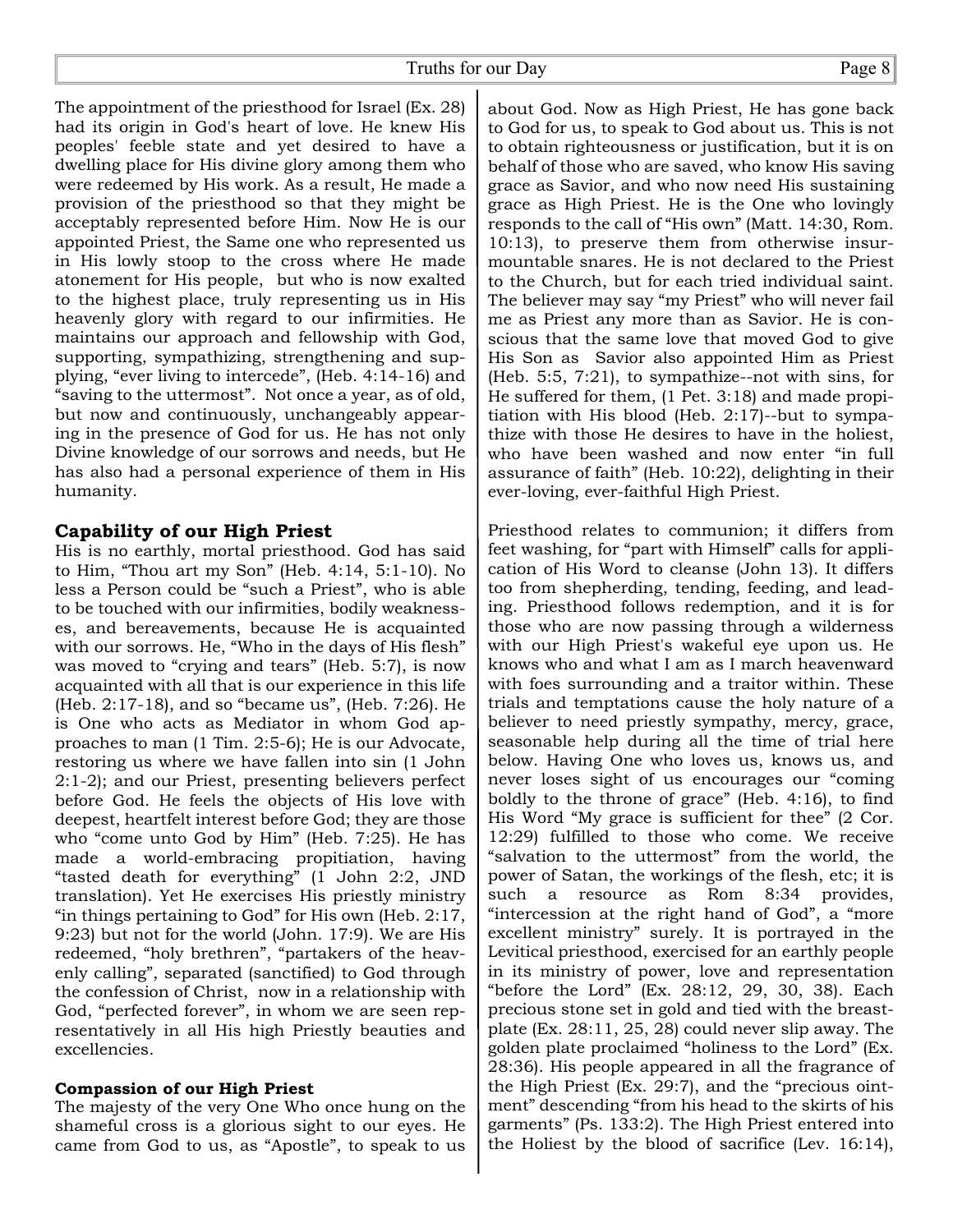The appointment of the priesthood for Israel (Ex. 28) had its origin in God's heart of love. He knew His peoples' feeble state and yet desired to have a dwelling place for His divine glory among them who were redeemed by His work. As a result, He made a provision of the priesthood so that they might be acceptably represented before Him. Now He is our appointed Priest, the Same one who represented us in His lowly stoop to the cross where He made atonement for His people, but who is now exalted to the highest place, truly representing us in His heavenly glory with regard to our infirmities. He maintains our approach and fellowship with God, supporting, sympathizing, strengthening and supplying, "ever living to intercede", (Heb. 4:14-16) and "saving to the uttermost". Not once a year, as of old, but now and continuously, unchangeably appearing in the presence of God for us. He has not only Divine knowledge of our sorrows and needs, but He has also had a personal experience of them in His humanity.

### Capability of our High Priest

His is no earthly, mortal priesthood. God has said to Him, "Thou art my Son" (Heb. 4:14, 5:1-10). No less a Person could be "such a Priest", who is able to be touched with our infirmities, bodily weaknesses, and bereavements, because He is acquainted with our sorrows. He, "Who in the days of His flesh" was moved to "crying and tears" (Heb. 5:7), is now acquainted with all that is our experience in this life (Heb. 2:17-18), and so "became us", (Heb. 7:26). He is One who acts as Mediator in whom God approaches to man (1 Tim. 2:5-6); He is our Advocate, restoring us where we have fallen into sin (1 John 2:1-2); and our Priest, presenting believers perfect before God. He feels the objects of His love with deepest, heartfelt interest before God; they are those who "come unto God by Him" (Heb. 7:25). He has made a world-embracing propitiation, having "tasted death for everything" (1 John 2:2, JND translation). Yet He exercises His priestly ministry "in things pertaining to God" for His own (Heb. 2:17, 9:23) but not for the world (John. 17:9). We are His redeemed, "holy brethren", "partakers of the heavenly calling", separated (sanctified) to God through the confession of Christ, now in a relationship with God, "perfected forever", in whom we are seen representatively in all His high Priestly beauties and excellencies.

#### Compassion of our High Priest

The majesty of the very One Who once hung on the shameful cross is a glorious sight to our eyes. He came from God to us, as "Apostle", to speak to us about God. Now as High Priest, He has gone back to God for us, to speak to God about us. This is not to obtain righteousness or justification, but it is on behalf of those who are saved, who know His saving grace as Savior, and who now need His sustaining grace as High Priest. He is the One who lovingly responds to the call of "His own" (Matt. 14:30, Rom. 10:13), to preserve them from otherwise insurmountable snares. He is not declared to the Priest to the Church, but for each tried individual saint. The believer may say "my Priest" who will never fail me as Priest any more than as Savior. He is conscious that the same love that moved God to give His Son as Savior also appointed Him as Priest (Heb. 5:5, 7:21), to sympathize--not with sins, for He suffered for them, (1 Pet. 3:18) and made propitiation with His blood (Heb. 2:17)--but to sympathize with those He desires to have in the holiest, who have been washed and now enter "in full assurance of faith" (Heb. 10:22), delighting in their ever-loving, ever-faithful High Priest.

Priesthood relates to communion; it differs from feet washing, for "part with Himself" calls for application of His Word to cleanse (John 13). It differs too from shepherding, tending, feeding, and leading. Priesthood follows redemption, and it is for those who are now passing through a wilderness with our High Priest's wakeful eye upon us. He knows who and what I am as I march heavenward with foes surrounding and a traitor within. These trials and temptations cause the holy nature of a believer to need priestly sympathy, mercy, grace, seasonable help during all the time of trial here below. Having One who loves us, knows us, and never loses sight of us encourages our "coming boldly to the throne of grace" (Heb. 4:16), to find His Word "My grace is sufficient for thee" (2 Cor. 12:29) fulfilled to those who come. We receive "salvation to the uttermost" from the world, the power of Satan, the workings of the flesh, etc; it is such a resource as Rom 8:34 provides, "intercession at the right hand of God", a "more excellent ministry" surely. It is portrayed in the Levitical priesthood, exercised for an earthly people in its ministry of power, love and representation "before the Lord" (Ex. 28:12, 29, 30, 38). Each precious stone set in gold and tied with the breastplate (Ex. 28:11, 25, 28) could never slip away. The golden plate proclaimed "holiness to the Lord" (Ex. 28:36). His people appeared in all the fragrance of the High Priest (Ex. 29:7), and the "precious ointment" descending "from his head to the skirts of his garments" (Ps. 133:2). The High Priest entered into the Holiest by the blood of sacrifice (Lev. 16:14),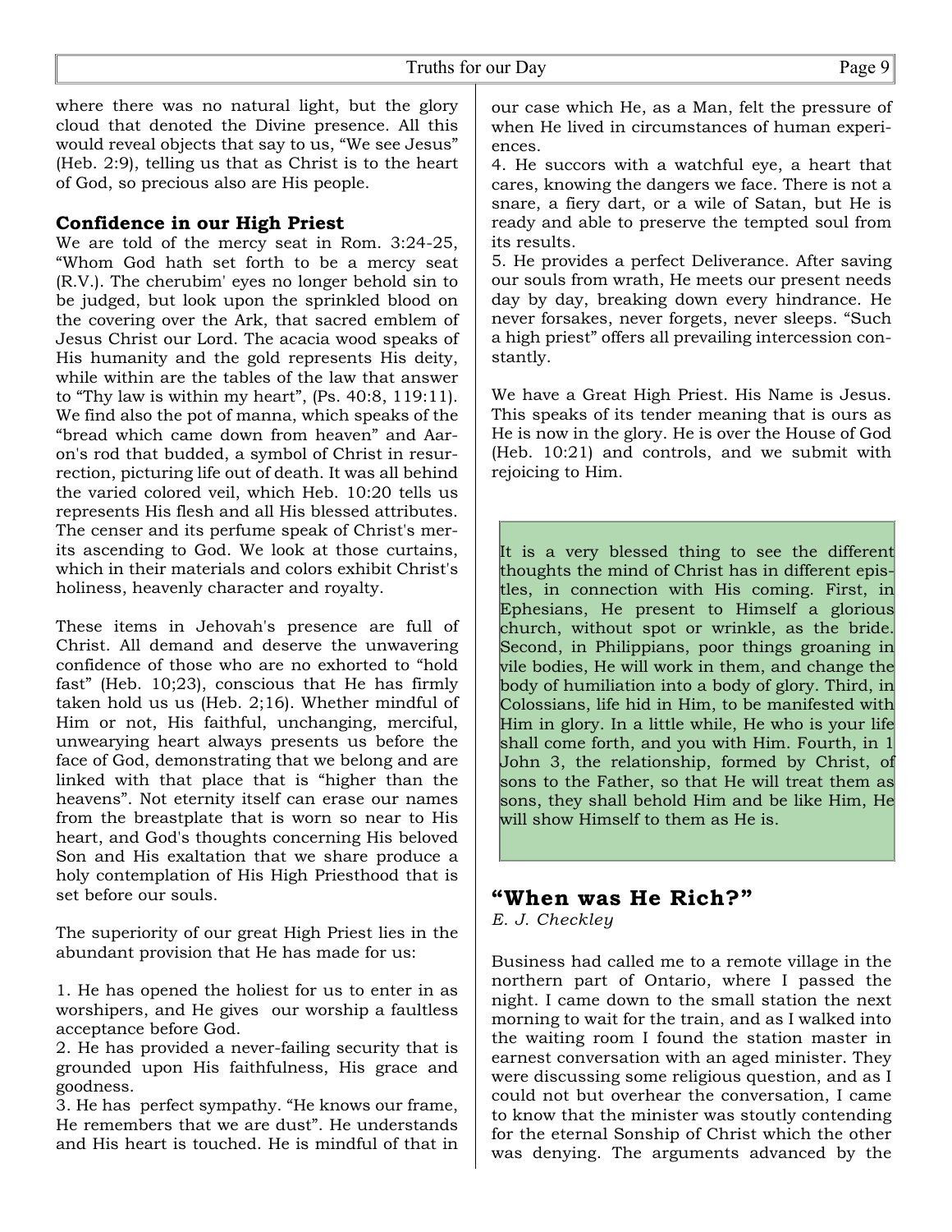where there was no natural light, but the glory cloud that denoted the Divine presence. All this would reveal objects that say to us, "We see Jesus" (Heb. 2:9), telling us that as Christ is to the heart of God, so precious also are His people.

## Confidence in our High Priest

We are told of the mercy seat in Rom. 3:24-25, "Whom God hath set forth to be a mercy seat (R.V.). The cherubim' eyes no longer behold sin to be judged, but look upon the sprinkled blood on the covering over the Ark, that sacred emblem of Jesus Christ our Lord. The acacia wood speaks of His humanity and the gold represents His deity, while within are the tables of the law that answer to "Thy law is within my heart", (Ps. 40:8, 119:11). We find also the pot of manna, which speaks of the "bread which came down from heaven" and Aaron's rod that budded, a symbol of Christ in resurrection, picturing life out of death. It was all behind the varied colored veil, which Heb. 10:20 tells us represents His flesh and all His blessed attributes. The censer and its perfume speak of Christ's merits ascending to God. We look at those curtains, which in their materials and colors exhibit Christ's holiness, heavenly character and royalty.

These items in Jehovah's presence are full of Christ. All demand and deserve the unwavering confidence of those who are no exhorted to "hold fast" (Heb. 10;23), conscious that He has firmly taken hold us us (Heb. 2;16). Whether mindful of Him or not, His faithful, unchanging, merciful, unwearying heart always presents us before the face of God, demonstrating that we belong and are linked with that place that is "higher than the heavens". Not eternity itself can erase our names from the breastplate that is worn so near to His heart, and God's thoughts concerning His beloved Son and His exaltation that we share produce a holy contemplation of His High Priesthood that is set before our souls.

The superiority of our great High Priest lies in the abundant provision that He has made for us:

1. He has opened the holiest for us to enter in as worshipers, and He gives our worship a faultless acceptance before God.
2. He has provided a never-failing security that is grounded upon His faithfulness, His grace and goodness.
3. He has perfect sympathy. "He knows our frame, He remembers that we are dust". He understands and His heart is touched. He is mindful of that in our case which He, as a Man, felt the pressure of when He lived in circumstances of human experiences.
4. He succors with a watchful eye, a heart that cares, knowing the dangers we face. There is not a snare, a fiery dart, or a wile of Satan, but He is ready and able to preserve the tempted soul from its results.
5. He provides a perfect Deliverance. After saving our souls from wrath, He meets our present needs day by day, breaking down every hindrance. He never forsakes, never forgets, never sleeps. "Such a high priest" offers all prevailing intercession constantly.

We have a Great High Priest. His Name is Jesus. This speaks of its tender meaning that is ours as He is now in the glory. He is over the House of God (Heb. 10:21) and controls, and we submit with rejoicing to Him.

> It is a very blessed thing to see the different thoughts the mind of Christ has in different epistles, in connection with His coming. First, in Ephesians, He present to Himself a glorious church, without spot or wrinkle, as the bride. Second, in Philippians, poor things groaning in vile bodies, He will work in them, and change the body of humiliation into a body of glory. Third, in Colossians, life hid in Him, to be manifested with Him in glory. In a little while, He who is your life shall come forth, and you with Him. Fourth, in 1 John 3, the relationship, formed by Christ, of sons to the Father, so that He will treat them as sons, they shall behold Him and be like Him, He will show Himself to them as He is.

## "When was He Rich?"

*E. J. Checkley*

Business had called me to a remote village in the northern part of Ontario, where I passed the night. I came down to the small station the next morning to wait for the train, and as I walked into the waiting room I found the station master in earnest conversation with an aged minister. They were discussing some religious question, and as I could not but overhear the conversation, I came to know that the minister was stoutly contending for the eternal Sonship of Christ which the other was denying. The arguments advanced by the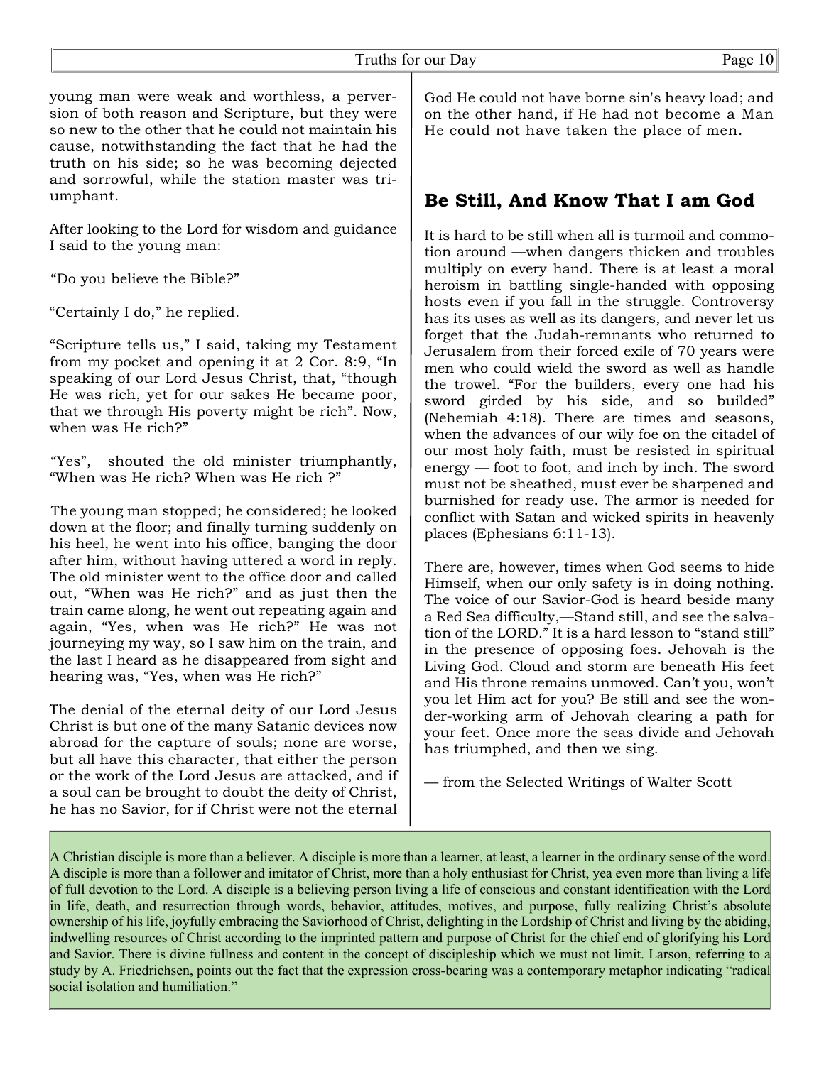young man were weak and worthless, a perversion of both reason and Scripture, but they were so new to the other that he could not maintain his cause, notwithstanding the fact that he had the truth on his side; so he was becoming dejected and sorrowful, while the station master was triumphant.

After looking to the Lord for wisdom and guidance I said to the young man:

“Do you believe the Bible?”

“Certainly I do,” he replied.

“Scripture tells us,” I said, taking my Testament from my pocket and opening it at 2 Cor. 8:9, “In speaking of our Lord Jesus Christ, that, “though He was rich, yet for our sakes He became poor, that we through His poverty might be rich”. Now, when was He rich?”

“Yes”, shouted the old minister triumphantly, “When was He rich? When was He rich ?”

The young man stopped; he considered; he looked down at the floor; and finally turning suddenly on his heel, he went into his office, banging the door after him, without having uttered a word in reply. The old minister went to the office door and called out, “When was He rich?” and as just then the train came along, he went out repeating again and again, “Yes, when was He rich?” He was not journeying my way, so I saw him on the train, and the last I heard as he disappeared from sight and hearing was, “Yes, when was He rich?”

The denial of the eternal deity of our Lord Jesus Christ is but one of the many Satanic devices now abroad for the capture of souls; none are worse, but all have this character, that either the person or the work of the Lord Jesus are attacked, and if a soul can be brought to doubt the deity of Christ, he has no Savior, for if Christ were not the eternal God He could not have borne sin's heavy load; and on the other hand, if He had not become a Man He could not have taken the place of men.

## Be Still, And Know That I am God

It is hard to be still when all is turmoil and commotion around —when dangers thicken and troubles multiply on every hand. There is at least a moral heroism in battling single-handed with opposing hosts even if you fall in the struggle. Controversy has its uses as well as its dangers, and never let us forget that the Judah-remnants who returned to Jerusalem from their forced exile of 70 years were men who could wield the sword as well as handle the trowel. “For the builders, every one had his sword girded by his side, and so builded” (Nehemiah 4:18). There are times and seasons, when the advances of our wily foe on the citadel of our most holy faith, must be resisted in spiritual energy — foot to foot, and inch by inch. The sword must not be sheathed, must ever be sharpened and burnished for ready use. The armor is needed for conflict with Satan and wicked spirits in heavenly places (Ephesians 6:11-13).

There are, however, times when God seems to hide Himself, when our only safety is in doing nothing. The voice of our Savior-God is heard beside many a Red Sea difficulty,—Stand still, and see the salvation of the LORD.” It is a hard lesson to “stand still” in the presence of opposing foes. Jehovah is the Living God. Cloud and storm are beneath His feet and His throne remains unmoved. Can’t you, won’t you let Him act for you? Be still and see the wonder-working arm of Jehovah clearing a path for your feet. Once more the seas divide and Jehovah has triumphed, and then we sing.

— from the Selected Writings of Walter Scott

A Christian disciple is more than a believer. A disciple is more than a learner, at least, a learner in the ordinary sense of the word. A disciple is more than a follower and imitator of Christ, more than a holy enthusiast for Christ, yea even more than living a life of full devotion to the Lord. A disciple is a believing person living a life of conscious and constant identification with the Lord in life, death, and resurrection through words, behavior, attitudes, motives, and purpose, fully realizing Christ’s absolute ownership of his life, joyfully embracing the Saviorhood of Christ, delighting in the Lordship of Christ and living by the abiding, indwelling resources of Christ according to the imprinted pattern and purpose of Christ for the chief end of glorifying his Lord and Savior. There is divine fullness and content in the concept of discipleship which we must not limit. Larson, referring to a study by A. Friedrichsen, points out the fact that the expression cross-bearing was a contemporary metaphor indicating “radical social isolation and humiliation.”